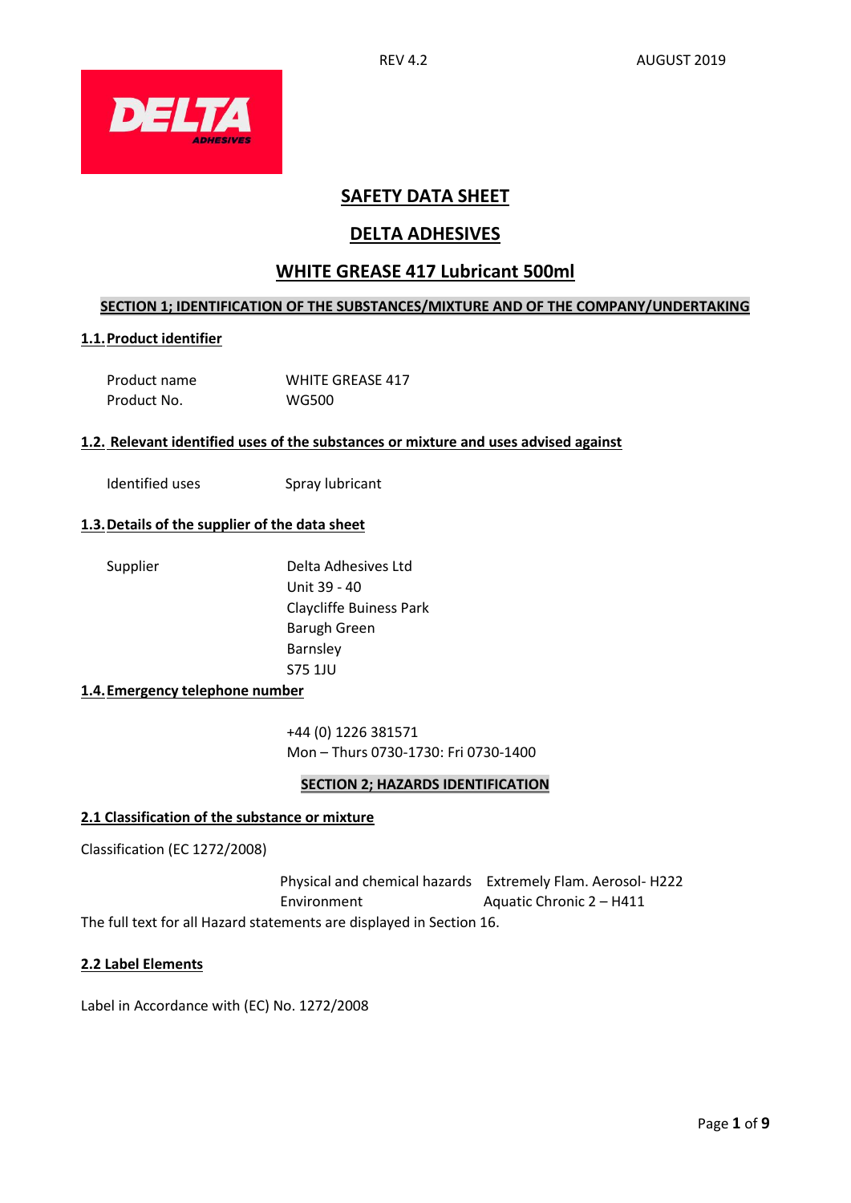REV 4.2 AUGUST 2019

# SAFETY DATA SHEET

# DELTA ADHESIVES

# WHITE GREASE 417 Lubricant 500ml

## SECTION 1; IDENTIFICATION OF THE SUBSTANCES/MIXTURE AND OF THE COMPANY/UNDERTAKING

### 1.1. Product identifier

| | |
|---|---|
| Product name | WHITE GREASE 417 |
| Product No. | WG500 |

### 1.2. Relevant identified uses of the substances or mixture and uses advised against

| | |
|---|---|
| Identified uses | Spray lubricant |

### 1.3. Details of the supplier of the data sheet

Supplier

Delta Adhesives Ltd
Unit 39 - 40
Claycliffe Buiness Park
Barugh Green
Barnsley
S75 1JU

### 1.4. Emergency telephone number

+44 (0) 1226 381571
Mon – Thurs 0730-1730: Fri 0730-1400

## SECTION 2; HAZARDS IDENTIFICATION

### 2.1 Classification of the substance or mixture

Classification (EC 1272/2008)

| | |
|---|---|
| Physical and chemical hazards | Extremely Flam. Aerosol- H222 |
| Environment | Aquatic Chronic 2 – H411 |

The full text for all Hazard statements are displayed in Section 16.

### 2.2 Label Elements

Label in Accordance with (EC) No. 1272/2008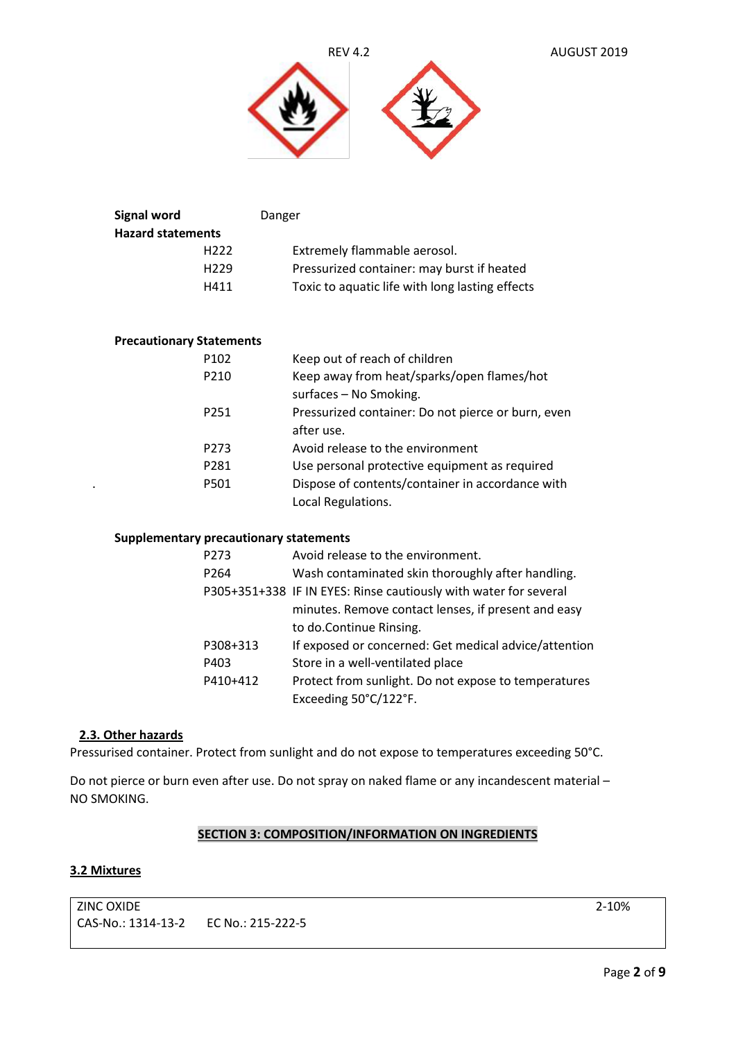**Signal word** Danger

**Hazard statements**

| | |
|---|---|
| H222 | Extremely flammable aerosol. |
| H229 | Pressurized container: may burst if heated |
| H411 | Toxic to aquatic life with long lasting effects |

**Precautionary Statements**

| | |
|---|---|
| P102 | Keep out of reach of children |
| P210 | Keep away from heat/sparks/open flames/hot surfaces – No Smoking. |
| P251 | Pressurized container: Do not pierce or burn, even after use. |
| P273 | Avoid release to the environment |
| P281 | Use personal protective equipment as required |
| P501 | Dispose of contents/container in accordance with Local Regulations. |

**Supplementary precautionary statements**

| | |
|---|---|
| P273 | Avoid release to the environment. |
| P264 | Wash contaminated skin thoroughly after handling. |
| P305+351+338 | IF IN EYES: Rinse cautiously with water for several minutes. Remove contact lenses, if present and easy to do.Continue Rinsing. |
| P308+313 | If exposed or concerned: Get medical advice/attention |
| P403 | Store in a well-ventilated place |
| P410+412 | Protect from sunlight. Do not expose to temperatures Exceeding 50°C/122°F. |

## 2.3. Other hazards

Pressurised container. Protect from sunlight and do not expose to temperatures exceeding 50°C.

Do not pierce or burn even after use. Do not spray on naked flame or any incandescent material – NO SMOKING.

## SECTION 3: COMPOSITION/INFORMATION ON INGREDIENTS

### 3.2 Mixtures

| | |
|---|---|
| ZINC OXIDE<br>CAS-No.: 1314-13-2 EC No.: 215-222-5 | 2-10% |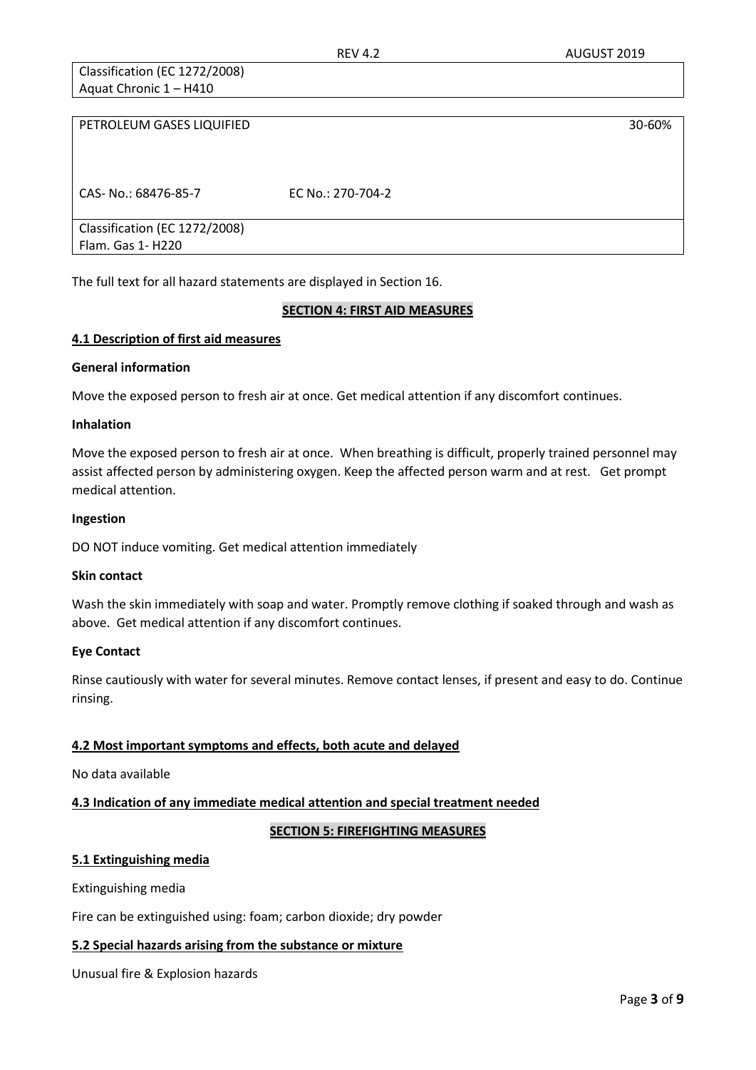| Classification (EC 1272/2008) |
| --- |
| Aquat Chronic 1 – H410 |

| PETROLEUM GASES LIQUIFIED | | 30-60% |
| --- | --- | --- |
| CAS- No.: 68476-85-7 | EC No.: 270-704-2 | |
| Classification (EC 1272/2008) Flam. Gas 1- H220 | | |

The full text for all hazard statements are displayed in Section 16.

## SECTION 4: FIRST AID MEASURES

### 4.1 Description of first aid measures

**General information**

Move the exposed person to fresh air at once. Get medical attention if any discomfort continues.

**Inhalation**

Move the exposed person to fresh air at once. When breathing is difficult, properly trained personnel may assist affected person by administering oxygen. Keep the affected person warm and at rest. Get prompt medical attention.

**Ingestion**

DO NOT induce vomiting. Get medical attention immediately

**Skin contact**

Wash the skin immediately with soap and water. Promptly remove clothing if soaked through and wash as above. Get medical attention if any discomfort continues.

**Eye Contact**

Rinse cautiously with water for several minutes. Remove contact lenses, if present and easy to do. Continue rinsing.

### 4.2 Most important symptoms and effects, both acute and delayed

No data available

### 4.3 Indication of any immediate medical attention and special treatment needed

## SECTION 5: FIREFIGHTING MEASURES

### 5.1 Extinguishing media

Extinguishing media

Fire can be extinguished using: foam; carbon dioxide; dry powder

### 5.2 Special hazards arising from the substance or mixture

Unusual fire & Explosion hazards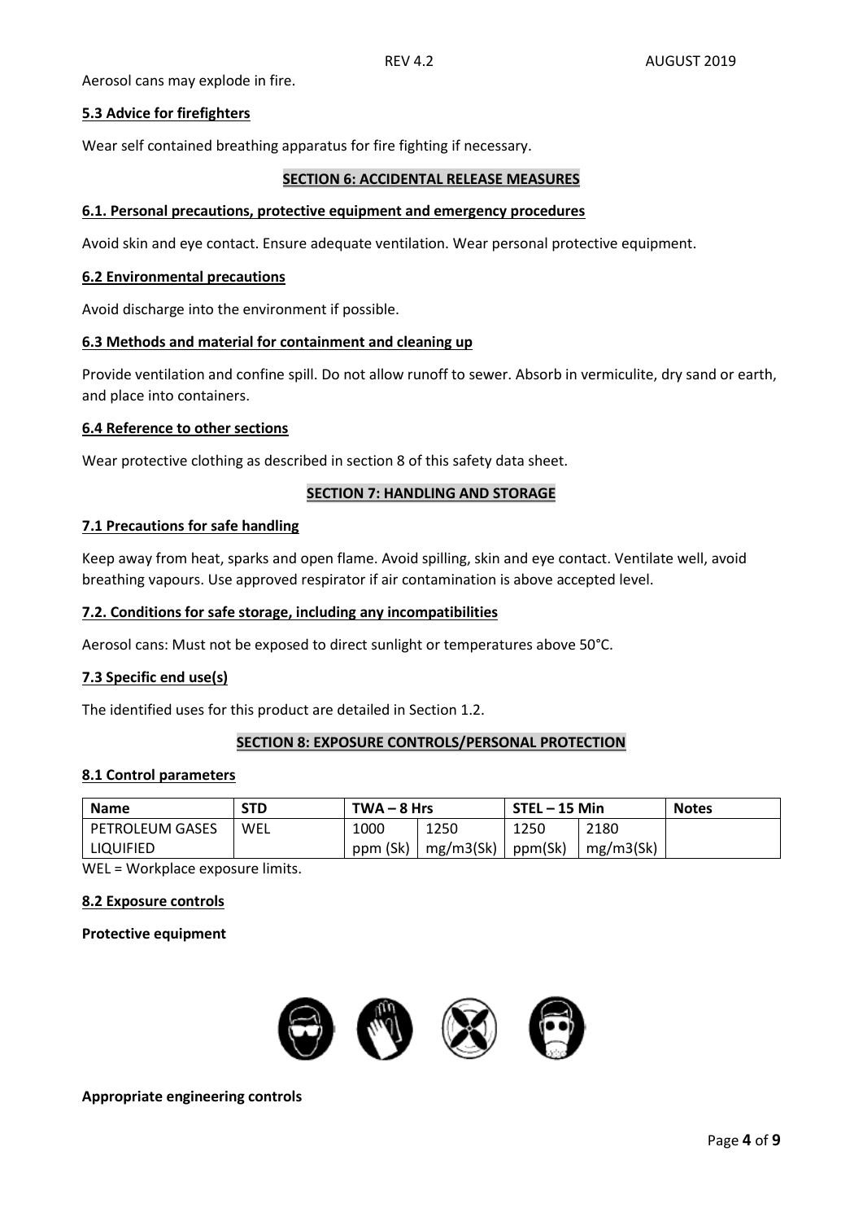Aerosol cans may explode in fire.

**5.3 Advice for firefighters**

Wear self contained breathing apparatus for fire fighting if necessary.

## SECTION 6: ACCIDENTAL RELEASE MEASURES

**6.1. Personal precautions, protective equipment and emergency procedures**

Avoid skin and eye contact. Ensure adequate ventilation. Wear personal protective equipment.

**6.2 Environmental precautions**

Avoid discharge into the environment if possible.

**6.3 Methods and material for containment and cleaning up**

Provide ventilation and confine spill. Do not allow runoff to sewer. Absorb in vermiculite, dry sand or earth, and place into containers.

**6.4 Reference to other sections**

Wear protective clothing as described in section 8 of this safety data sheet.

## SECTION 7: HANDLING AND STORAGE

**7.1 Precautions for safe handling**

Keep away from heat, sparks and open flame. Avoid spilling, skin and eye contact. Ventilate well, avoid breathing vapours. Use approved respirator if air contamination is above accepted level.

**7.2. Conditions for safe storage, including any incompatibilities**

Aerosol cans: Must not be exposed to direct sunlight or temperatures above 50°C.

**7.3 Specific end use(s)**

The identified uses for this product are detailed in Section 1.2.

## SECTION 8: EXPOSURE CONTROLS/PERSONAL PROTECTION

**8.1 Control parameters**

| Name | STD | TWA – 8 Hrs | | STEL – 15 Min | | Notes |
|---|---|---|---|---|---|---|
| PETROLEUM GASES LIQUIFIED | WEL | 1000 ppm (Sk) | 1250 mg/m3(Sk) | 1250 ppm(Sk) | 2180 mg/m3(Sk) | |

WEL = Workplace exposure limits.

**8.2 Exposure controls**

**Protective equipment**

**Appropriate engineering controls**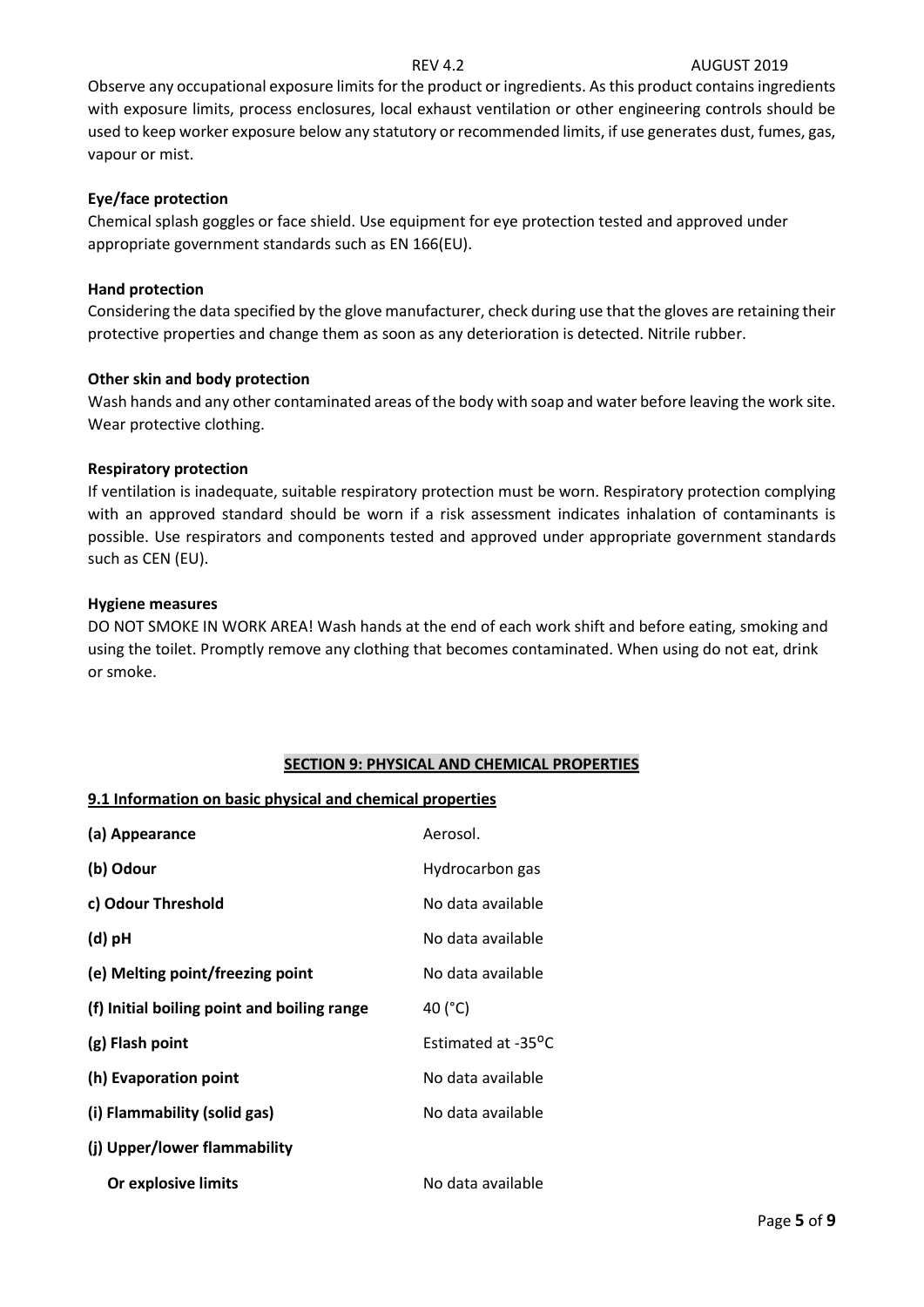Observe any occupational exposure limits for the product or ingredients. As this product contains ingredients with exposure limits, process enclosures, local exhaust ventilation or other engineering controls should be used to keep worker exposure below any statutory or recommended limits, if use generates dust, fumes, gas, vapour or mist.

**Eye/face protection**

Chemical splash goggles or face shield. Use equipment for eye protection tested and approved under appropriate government standards such as EN 166(EU).

**Hand protection**

Considering the data specified by the glove manufacturer, check during use that the gloves are retaining their protective properties and change them as soon as any deterioration is detected. Nitrile rubber.

**Other skin and body protection**

Wash hands and any other contaminated areas of the body with soap and water before leaving the work site. Wear protective clothing.

**Respiratory protection**

If ventilation is inadequate, suitable respiratory protection must be worn. Respiratory protection complying with an approved standard should be worn if a risk assessment indicates inhalation of contaminants is possible. Use respirators and components tested and approved under appropriate government standards such as CEN (EU).

**Hygiene measures**

DO NOT SMOKE IN WORK AREA! Wash hands at the end of each work shift and before eating, smoking and using the toilet. Promptly remove any clothing that becomes contaminated. When using do not eat, drink or smoke.

## SECTION 9: PHYSICAL AND CHEMICAL PROPERTIES

### 9.1 Information on basic physical and chemical properties

| | |
|---|---|
| **(a) Appearance** | Aerosol. |
| **(b) Odour** | Hydrocarbon gas |
| **c) Odour Threshold** | No data available |
| **(d) pH** | No data available |
| **(e) Melting point/freezing point** | No data available |
| **(f) Initial boiling point and boiling range** | 40 (°C) |
| **(g) Flash point** | Estimated at -35°C |
| **(h) Evaporation point** | No data available |
| **(i) Flammability (solid gas)** | No data available |
| **(j) Upper/lower flammability Or explosive limits** | No data available |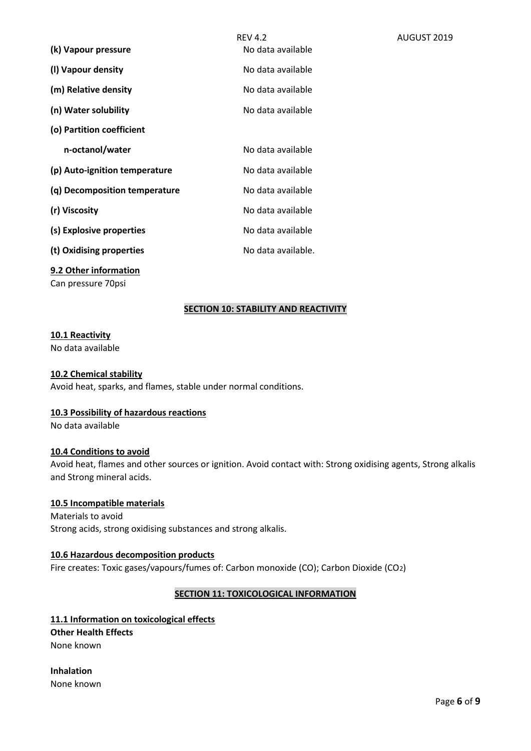| | |
|---|---|
| **(k) Vapour pressure** | No data available |
| **(l) Vapour density** | No data available |
| **(m) Relative density** | No data available |
| **(n) Water solubility** | No data available |
| **(o) Partition coefficient n-octanol/water** | No data available |
| **(p) Auto-ignition temperature** | No data available |
| **(q) Decomposition temperature** | No data available |
| **(r) Viscosity** | No data available |
| **(s) Explosive properties** | No data available |
| **(t) Oxidising properties** | No data available. |

**9.2 Other information**

Can pressure 70psi

## SECTION 10: STABILITY AND REACTIVITY

**10.1 Reactivity**

No data available

**10.2 Chemical stability**

Avoid heat, sparks, and flames, stable under normal conditions.

**10.3 Possibility of hazardous reactions**

No data available

**10.4 Conditions to avoid**

Avoid heat, flames and other sources or ignition. Avoid contact with: Strong oxidising agents, Strong alkalis and Strong mineral acids.

**10.5 Incompatible materials**

Materials to avoid

Strong acids, strong oxidising substances and strong alkalis.

**10.6 Hazardous decomposition products**

Fire creates: Toxic gases/vapours/fumes of: Carbon monoxide (CO); Carbon Dioxide ($CO_2$)

## SECTION 11: TOXICOLOGICAL INFORMATION

**11.1 Information on toxicological effects**

**Other Health Effects**

None known

**Inhalation**

None known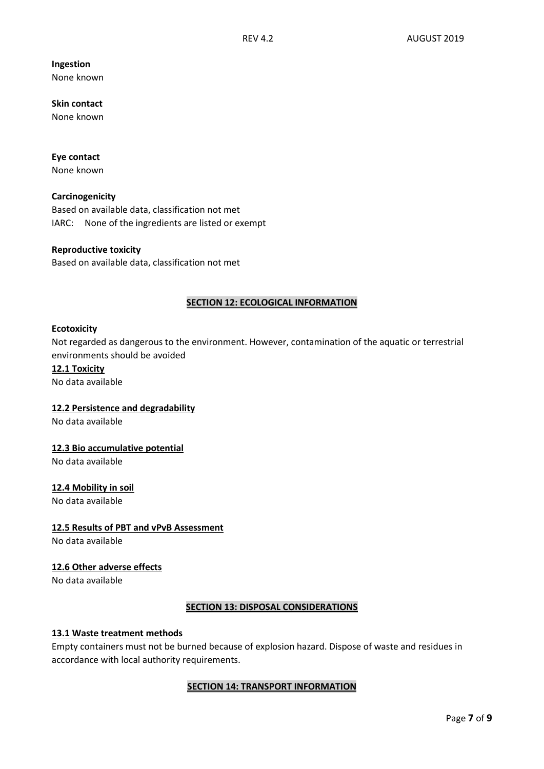**Ingestion**
None known

**Skin contact**
None known

**Eye contact**
None known

**Carcinogenicity**
Based on available data, classification not met
IARC: None of the ingredients are listed or exempt

**Reproductive toxicity**
Based on available data, classification not met

## SECTION 12: ECOLOGICAL INFORMATION

**Ecotoxicity**
Not regarded as dangerous to the environment. However, contamination of the aquatic or terrestrial environments should be avoided

### 12.1 Toxicity
No data available

### 12.2 Persistence and degradability
No data available

### 12.3 Bio accumulative potential
No data available

### 12.4 Mobility in soil
No data available

### 12.5 Results of PBT and vPvB Assessment
No data available

### 12.6 Other adverse effects
No data available

## SECTION 13: DISPOSAL CONSIDERATIONS

### 13.1 Waste treatment methods
Empty containers must not be burned because of explosion hazard. Dispose of waste and residues in accordance with local authority requirements.

## SECTION 14: TRANSPORT INFORMATION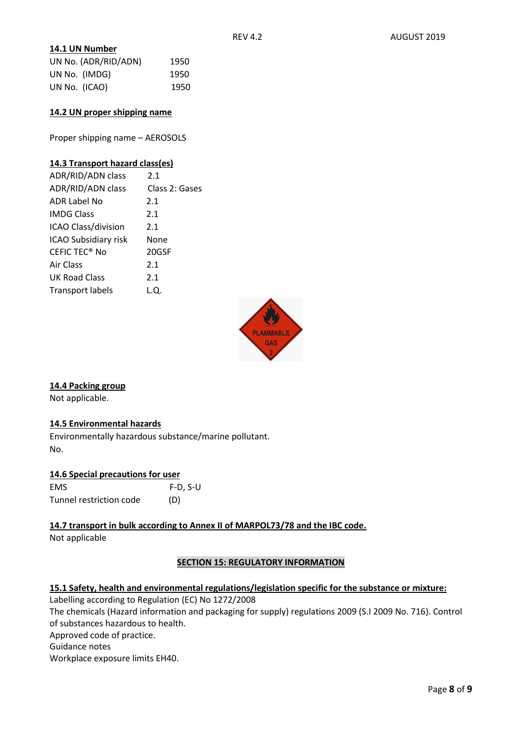### 14.1 UN Number

| | |
|---|---|
| UN No. (ADR/RID/ADN) | 1950 |
| UN No. (IMDG) | 1950 |
| UN No. (ICAO) | 1950 |

### 14.2 UN proper shipping name

Proper shipping name – AEROSOLS

### 14.3 Transport hazard class(es)

| | |
|---|---|
| ADR/RID/ADN class | 2.1 |
| ADR/RID/ADN class | Class 2: Gases |
| ADR Label No | 2.1 |
| IMDG Class | 2.1 |
| ICAO Class/division | 2.1 |
| ICAO Subsidiary risk | None |
| CEFIC TEC® No | 20GSF |
| Air Class | 2.1 |
| UK Road Class | 2.1 |
| Transport labels | L.Q. |

### 14.4 Packing group

Not applicable.

### 14.5 Environmental hazards

Environmentally hazardous substance/marine pollutant.
No.

### 14.6 Special precautions for user

| | |
|---|---|
| EMS | F-D, S-U |
| Tunnel restriction code | (D) |

### 14.7 transport in bulk according to Annex II of MARPOL73/78 and the IBC code.

Not applicable

## SECTION 15: REGULATORY INFORMATION

### 15.1 Safety, health and environmental regulations/legislation specific for the substance or mixture:

Labelling according to Regulation (EC) No 1272/2008
The chemicals (Hazard information and packaging for supply) regulations 2009 (S.I 2009 No. 716). Control of substances hazardous to health.
Approved code of practice.
Guidance notes
Workplace exposure limits EH40.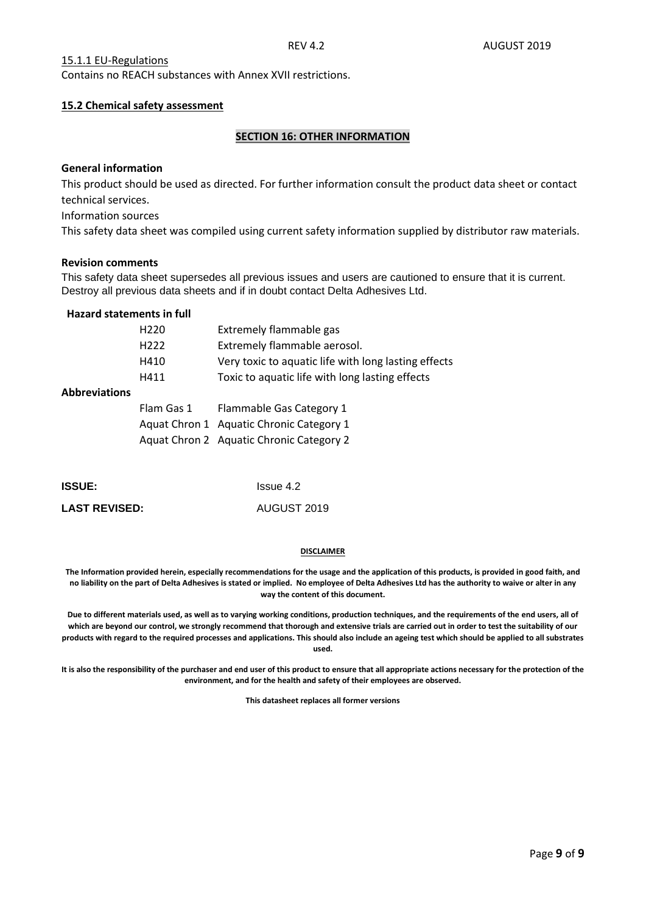15.1.1 EU-Regulations

Contains no REACH substances with Annex XVII restrictions.

**15.2 Chemical safety assessment**

## SECTION 16: OTHER INFORMATION

**General information**

This product should be used as directed. For further information consult the product data sheet or contact technical services.

Information sources

This safety data sheet was compiled using current safety information supplied by distributor raw materials.

**Revision comments**

This safety data sheet supersedes all previous issues and users are cautioned to ensure that it is current. Destroy all previous data sheets and if in doubt contact Delta Adhesives Ltd.

**Hazard statements in full**

| | |
|---|---|
| H220 | Extremely flammable gas |
| H222 | Extremely flammable aerosol. |
| H410 | Very toxic to aquatic life with long lasting effects |
| H411 | Toxic to aquatic life with long lasting effects |

**Abbreviations**

| | |
|---|---|
| Flam Gas 1 | Flammable Gas Category 1 |
| Aquat Chron 1 | Aquatic Chronic Category 1 |
| Aquat Chron 2 | Aquatic Chronic Category 2 |

**ISSUE:** Issue 4.2

**LAST REVISED:** AUGUST 2019

**DISCLAIMER**

**The Information provided herein, especially recommendations for the usage and the application of this products, is provided in good faith, and no liability on the part of Delta Adhesives is stated or implied. No employee of Delta Adhesives Ltd has the authority to waive or alter in any way the content of this document.**

**Due to different materials used, as well as to varying working conditions, production techniques, and the requirements of the end users, all of which are beyond our control, we strongly recommend that thorough and extensive trials are carried out in order to test the suitability of our products with regard to the required processes and applications. This should also include an ageing test which should be applied to all substrates used.**

**It is also the responsibility of the purchaser and end user of this product to ensure that all appropriate actions necessary for the protection of the environment, and for the health and safety of their employees are observed.**

**This datasheet replaces all former versions**